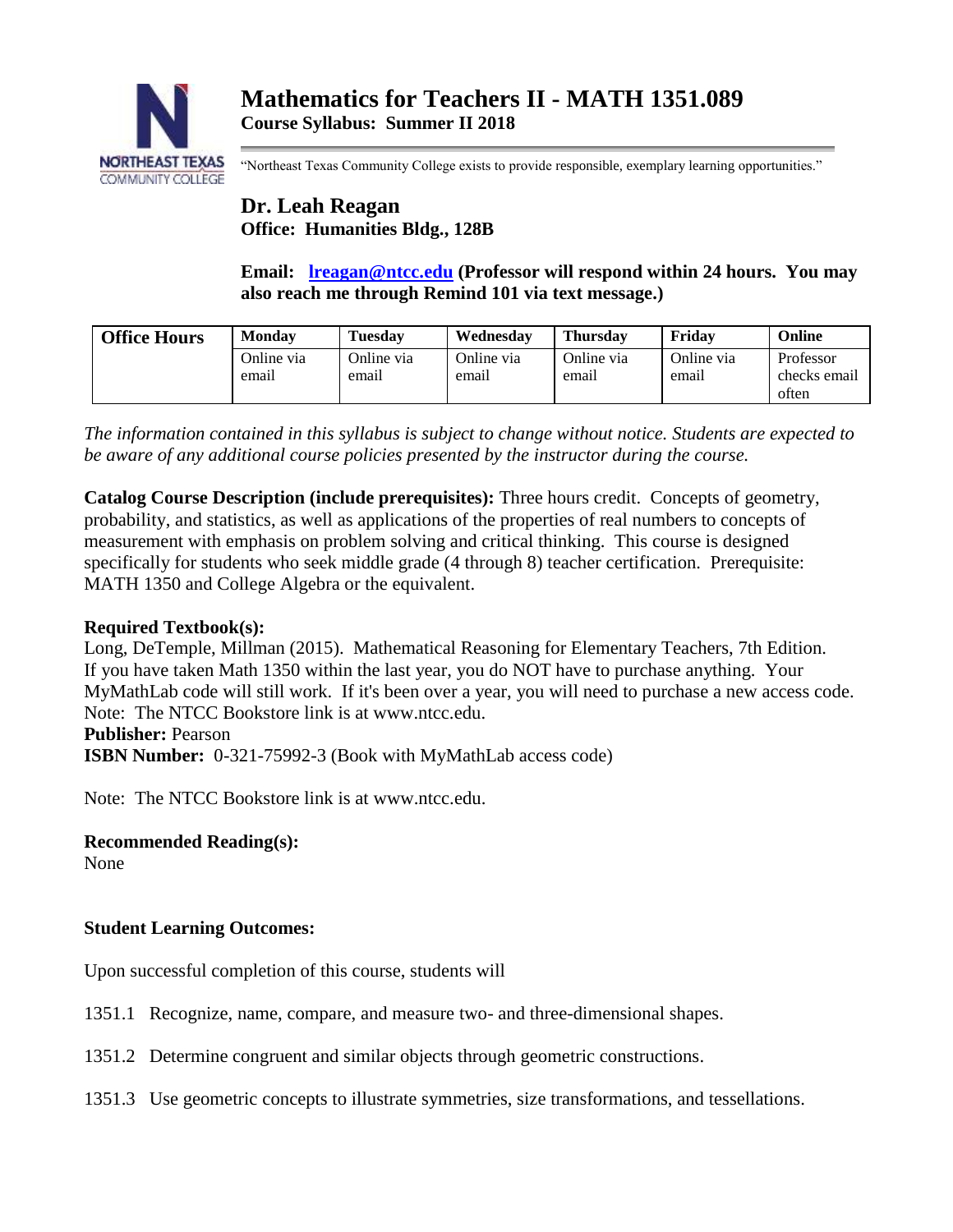# Mathematics for Teachers II - MATH 1351.089

**Course Syllabus: Summer II 2018**

"Northeast Texas Community College exists to provide responsible, exemplary learning opportunities."

## Dr. Leah Reagan

**Office: Humanities Bldg., 128B**

**Email: lreagan@ntcc.edu (Professor will respond within 24 hours. You may also reach me through Remind 101 via text message.)**

| Office Hours | Monday | Tuesday | Wednesday | Thursday | Friday | Online |
|---|---|---|---|---|---|---|
| | Online via email | Online via email | Online via email | Online via email | Online via email | Professor checks email often |

*The information contained in this syllabus is subject to change without notice. Students are expected to be aware of any additional course policies presented by the instructor during the course.*

**Catalog Course Description (include prerequisites):** Three hours credit. Concepts of geometry, probability, and statistics, as well as applications of the properties of real numbers to concepts of measurement with emphasis on problem solving and critical thinking. This course is designed specifically for students who seek middle grade (4 through 8) teacher certification. Prerequisite: MATH 1350 and College Algebra or the equivalent.

**Required Textbook(s):**
Long, DeTemple, Millman (2015). Mathematical Reasoning for Elementary Teachers, 7th Edition. If you have taken Math 1350 within the last year, you do NOT have to purchase anything. Your MyMathLab code will still work. If it's been over a year, you will need to purchase a new access code.
Note: The NTCC Bookstore link is at www.ntcc.edu.
**Publisher:** Pearson
**ISBN Number:** 0-321-75992-3 (Book with MyMathLab access code)

Note: The NTCC Bookstore link is at www.ntcc.edu.

**Recommended Reading(s):**
None

**Student Learning Outcomes:**

Upon successful completion of this course, students will

1351.1 Recognize, name, compare, and measure two- and three-dimensional shapes.

1351.2 Determine congruent and similar objects through geometric constructions.

1351.3 Use geometric concepts to illustrate symmetries, size transformations, and tessellations.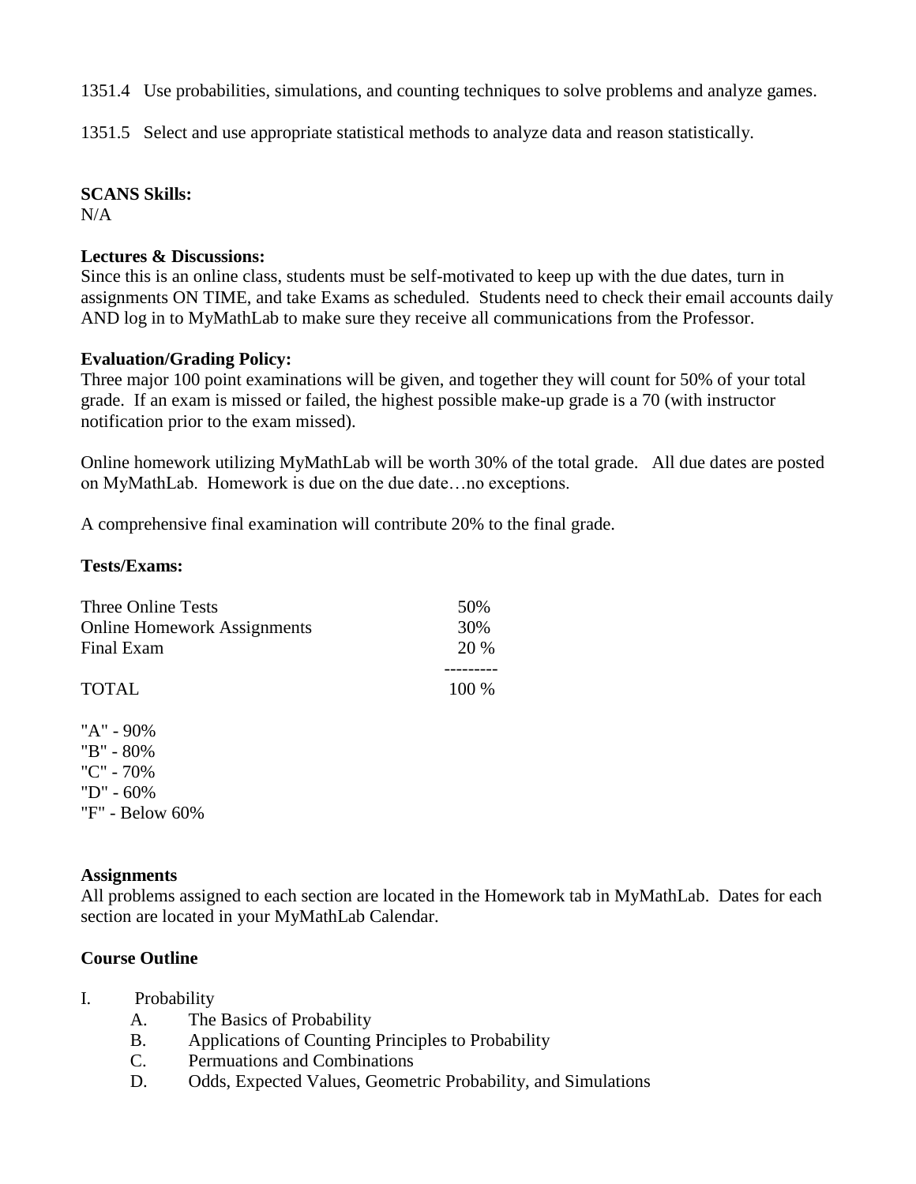1351.4 Use probabilities, simulations, and counting techniques to solve problems and analyze games.

1351.5 Select and use appropriate statistical methods to analyze data and reason statistically.

**SCANS Skills:**
N/A

**Lectures & Discussions:**
Since this is an online class, students must be self-motivated to keep up with the due dates, turn in assignments ON TIME, and take Exams as scheduled. Students need to check their email accounts daily AND log in to MyMathLab to make sure they receive all communications from the Professor.

**Evaluation/Grading Policy:**
Three major 100 point examinations will be given, and together they will count for 50% of your total grade. If an exam is missed or failed, the highest possible make-up grade is a 70 (with instructor notification prior to the exam missed).

Online homework utilizing MyMathLab will be worth 30% of the total grade. All due dates are posted on MyMathLab. Homework is due on the due date…no exceptions.

A comprehensive final examination will contribute 20% to the final grade.

**Tests/Exams:**

| | |
|---|---|
| Three Online Tests | 50% |
| Online Homework Assignments | 30% |
| Final Exam | 20 % |
| TOTAL | 100 % |

"A" - 90%
"B" - 80%
"C" - 70%
"D" - 60%
"F" - Below 60%

**Assignments**
All problems assigned to each section are located in the Homework tab in MyMathLab. Dates for each section are located in your MyMathLab Calendar.

**Course Outline**

I. Probability
   A. The Basics of Probability
   B. Applications of Counting Principles to Probability
   C. Permuations and Combinations
   D. Odds, Expected Values, Geometric Probability, and Simulations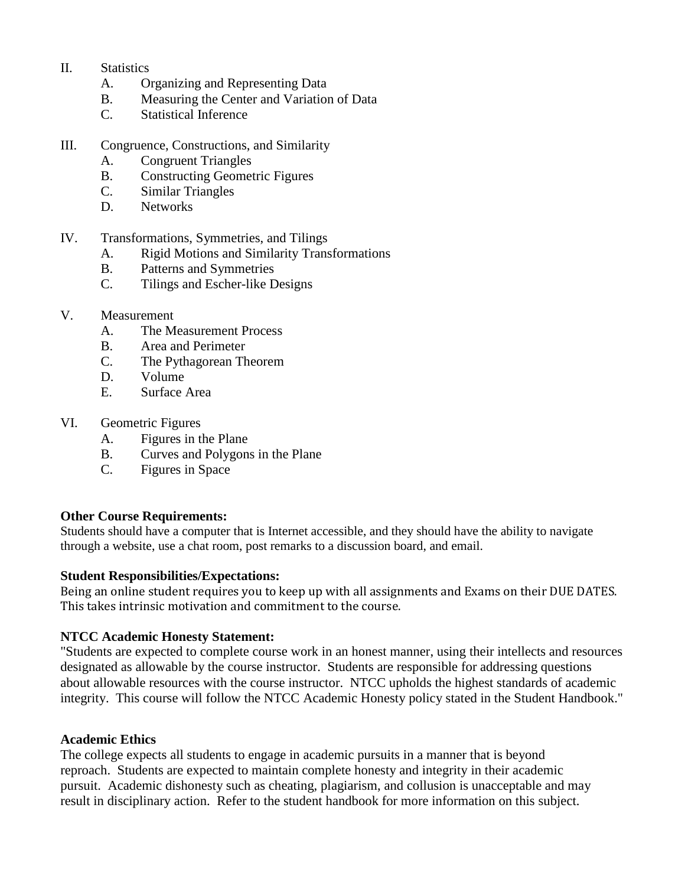II. Statistics
  A. Organizing and Representing Data
  B. Measuring the Center and Variation of Data
  C. Statistical Inference

III. Congruence, Constructions, and Similarity
  A. Congruent Triangles
  B. Constructing Geometric Figures
  C. Similar Triangles
  D. Networks

IV. Transformations, Symmetries, and Tilings
  A. Rigid Motions and Similarity Transformations
  B. Patterns and Symmetries
  C. Tilings and Escher-like Designs

V. Measurement
  A. The Measurement Process
  B. Area and Perimeter
  C. The Pythagorean Theorem
  D. Volume
  E. Surface Area

VI. Geometric Figures
  A. Figures in the Plane
  B. Curves and Polygons in the Plane
  C. Figures in Space

**Other Course Requirements:**
Students should have a computer that is Internet accessible, and they should have the ability to navigate through a website, use a chat room, post remarks to a discussion board, and email.

**Student Responsibilities/Expectations:**
Being an online student requires you to keep up with all assignments and Exams on their DUE DATES. This takes intrinsic motivation and commitment to the course.

**NTCC Academic Honesty Statement:**
"Students are expected to complete course work in an honest manner, using their intellects and resources designated as allowable by the course instructor. Students are responsible for addressing questions about allowable resources with the course instructor. NTCC upholds the highest standards of academic integrity. This course will follow the NTCC Academic Honesty policy stated in the Student Handbook."

**Academic Ethics**
The college expects all students to engage in academic pursuits in a manner that is beyond reproach. Students are expected to maintain complete honesty and integrity in their academic pursuit. Academic dishonesty such as cheating, plagiarism, and collusion is unacceptable and may result in disciplinary action. Refer to the student handbook for more information on this subject.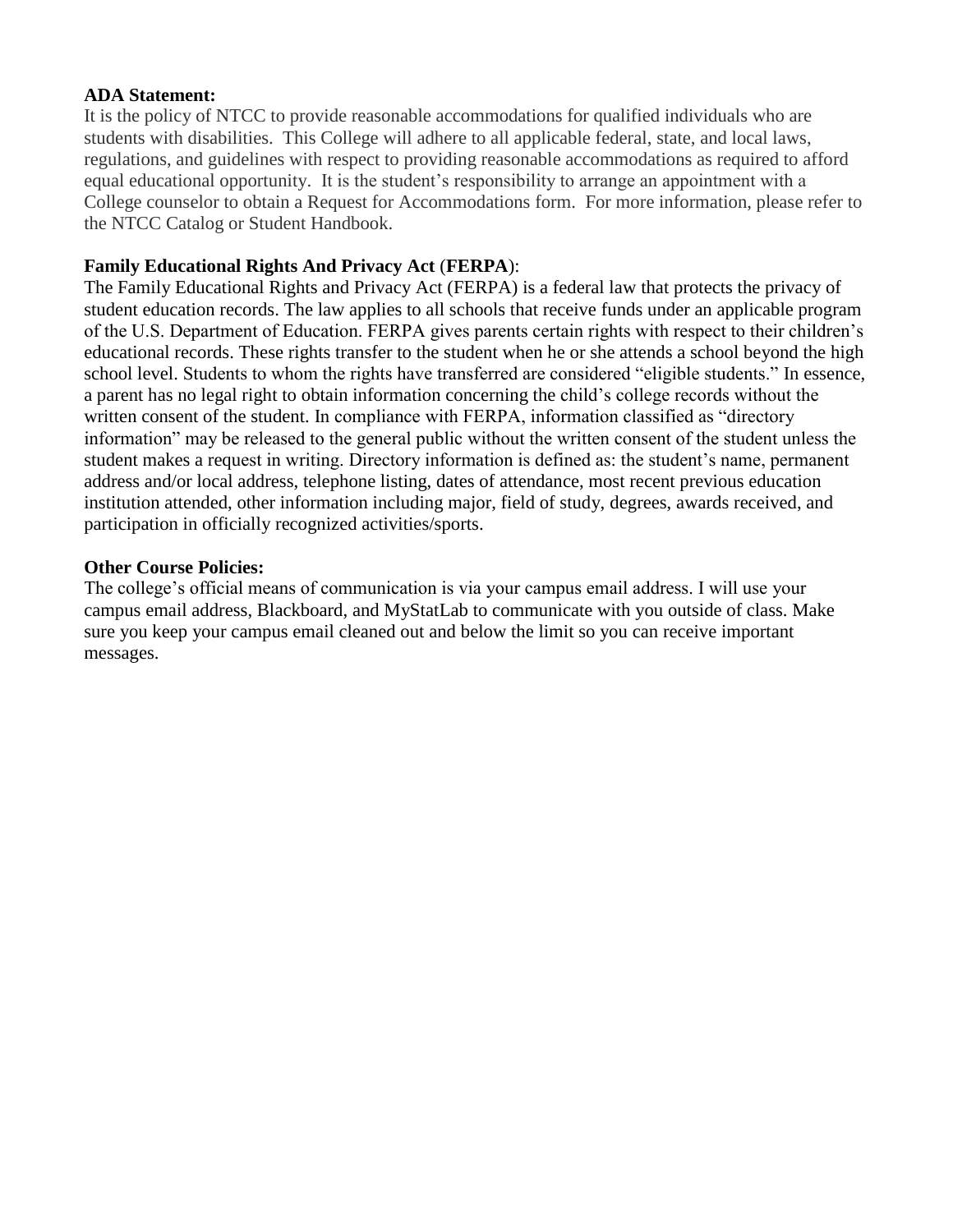**ADA Statement:**

It is the policy of NTCC to provide reasonable accommodations for qualified individuals who are students with disabilities. This College will adhere to all applicable federal, state, and local laws, regulations, and guidelines with respect to providing reasonable accommodations as required to afford equal educational opportunity. It is the student's responsibility to arrange an appointment with a College counselor to obtain a Request for Accommodations form. For more information, please refer to the NTCC Catalog or Student Handbook.

**Family Educational Rights And Privacy Act (FERPA):**

The Family Educational Rights and Privacy Act (FERPA) is a federal law that protects the privacy of student education records. The law applies to all schools that receive funds under an applicable program of the U.S. Department of Education. FERPA gives parents certain rights with respect to their children's educational records. These rights transfer to the student when he or she attends a school beyond the high school level. Students to whom the rights have transferred are considered "eligible students." In essence, a parent has no legal right to obtain information concerning the child's college records without the written consent of the student. In compliance with FERPA, information classified as "directory information" may be released to the general public without the written consent of the student unless the student makes a request in writing. Directory information is defined as: the student's name, permanent address and/or local address, telephone listing, dates of attendance, most recent previous education institution attended, other information including major, field of study, degrees, awards received, and participation in officially recognized activities/sports.

**Other Course Policies:**

The college's official means of communication is via your campus email address. I will use your campus email address, Blackboard, and MyStatLab to communicate with you outside of class. Make sure you keep your campus email cleaned out and below the limit so you can receive important messages.